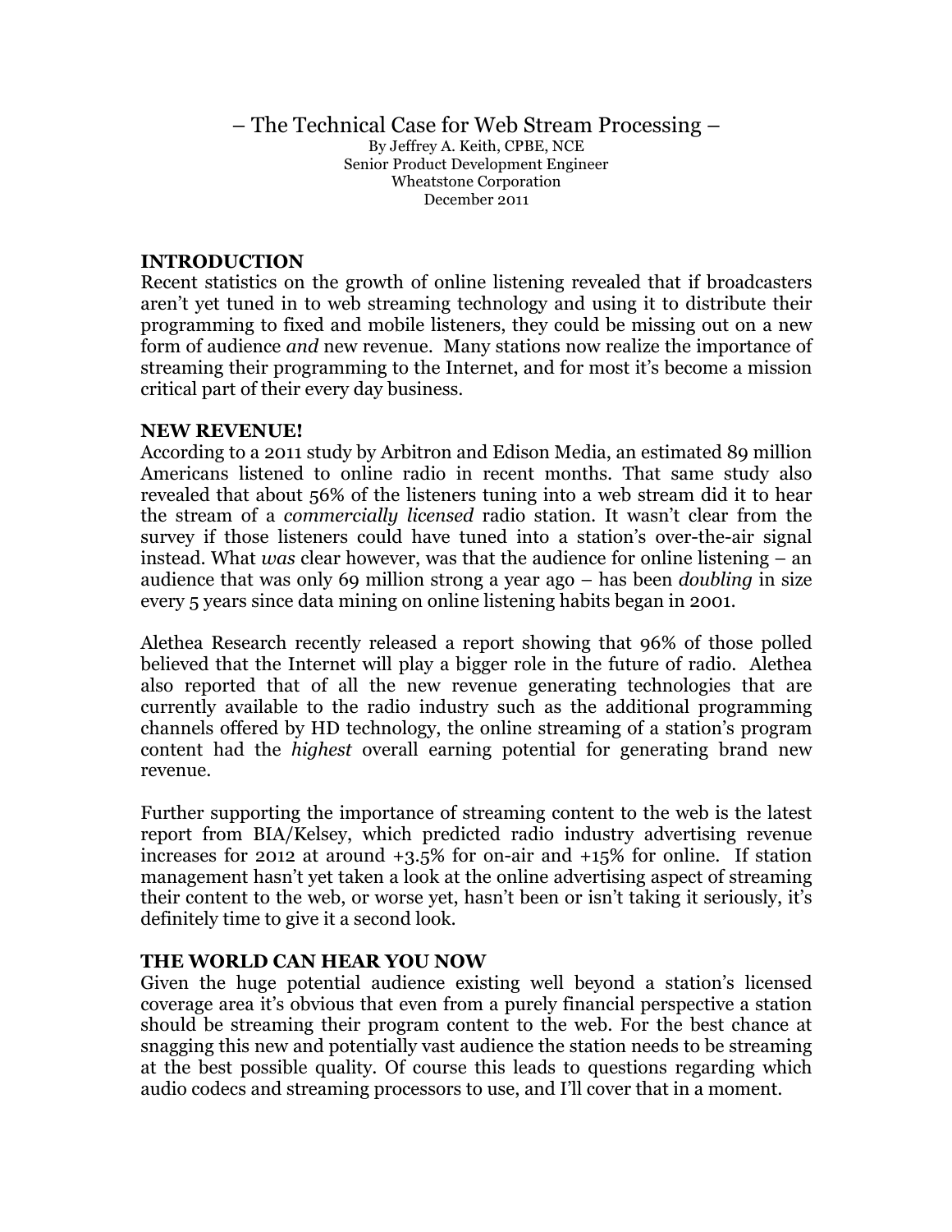# – The Technical Case for Web Stream Processing –

By Jeffrey A. Keith, CPBE, NCE
Senior Product Development Engineer
Wheatstone Corporation
December 2011

## INTRODUCTION

Recent statistics on the growth of online listening revealed that if broadcasters aren't yet tuned in to web streaming technology and using it to distribute their programming to fixed and mobile listeners, they could be missing out on a new form of audience *and* new revenue. Many stations now realize the importance of streaming their programming to the Internet, and for most it's become a mission critical part of their every day business.

## NEW REVENUE!

According to a 2011 study by Arbitron and Edison Media, an estimated 89 million Americans listened to online radio in recent months. That same study also revealed that about 56% of the listeners tuning into a web stream did it to hear the stream of a *commercially licensed* radio station. It wasn't clear from the survey if those listeners could have tuned into a station's over-the-air signal instead. What *was* clear however, was that the audience for online listening – an audience that was only 69 million strong a year ago – has been *doubling* in size every 5 years since data mining on online listening habits began in 2001.

Alethea Research recently released a report showing that 96% of those polled believed that the Internet will play a bigger role in the future of radio. Alethea also reported that of all the new revenue generating technologies that are currently available to the radio industry such as the additional programming channels offered by HD technology, the online streaming of a station's program content had the *highest* overall earning potential for generating brand new revenue.

Further supporting the importance of streaming content to the web is the latest report from BIA/Kelsey, which predicted radio industry advertising revenue increases for 2012 at around +3.5% for on-air and +15% for online. If station management hasn't yet taken a look at the online advertising aspect of streaming their content to the web, or worse yet, hasn't been or isn't taking it seriously, it's definitely time to give it a second look.

## THE WORLD CAN HEAR YOU NOW

Given the huge potential audience existing well beyond a station's licensed coverage area it's obvious that even from a purely financial perspective a station should be streaming their program content to the web. For the best chance at snagging this new and potentially vast audience the station needs to be streaming at the best possible quality. Of course this leads to questions regarding which audio codecs and streaming processors to use, and I'll cover that in a moment.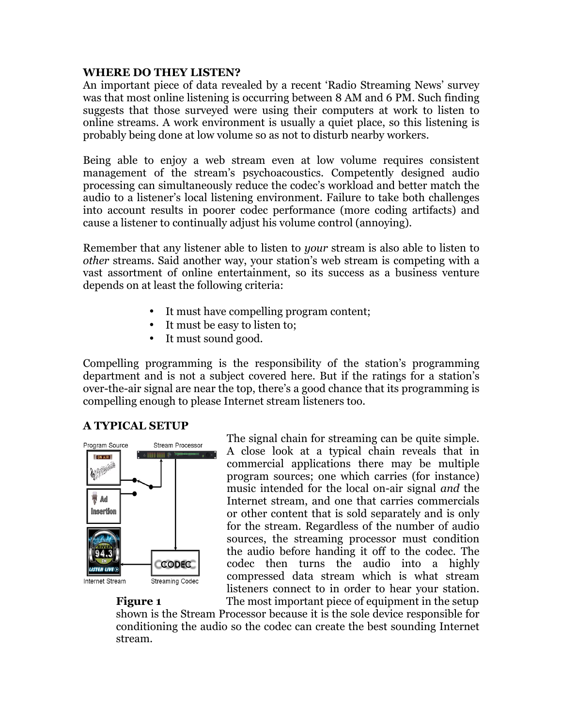**WHERE DO THEY LISTEN?**

An important piece of data revealed by a recent 'Radio Streaming News' survey was that most online listening is occurring between 8 AM and 6 PM. Such finding suggests that those surveyed were using their computers at work to listen to online streams. A work environment is usually a quiet place, so this listening is probably being done at low volume so as not to disturb nearby workers.

Being able to enjoy a web stream even at low volume requires consistent management of the stream's psychoacoustics. Competently designed audio processing can simultaneously reduce the codec's workload and better match the audio to a listener's local listening environment. Failure to take both challenges into account results in poorer codec performance (more coding artifacts) and cause a listener to continually adjust his volume control (annoying).

Remember that any listener able to listen to *your* stream is also able to listen to *other* streams. Said another way, your station's web stream is competing with a vast assortment of online entertainment, so its success as a business venture depends on at least the following criteria:

- It must have compelling program content;
- It must be easy to listen to;
- It must sound good.

Compelling programming is the responsibility of the station's programming department and is not a subject covered here. But if the ratings for a station's over-the-air signal are near the top, there's a good chance that its programming is compelling enough to please Internet stream listeners too.

**A TYPICAL SETUP**

**Figure 1**

The signal chain for streaming can be quite simple. A close look at a typical chain reveals that in commercial applications there may be multiple program sources; one which carries (for instance) music intended for the local on-air signal *and* the Internet stream, and one that carries commercials or other content that is sold separately and is only for the stream. Regardless of the number of audio sources, the streaming processor must condition the audio before handing it off to the codec. The codec then turns the audio into a highly compressed data stream which is what stream listeners connect to in order to hear your station. The most important piece of equipment in the setup shown is the Stream Processor because it is the sole device responsible for conditioning the audio so the codec can create the best sounding Internet stream.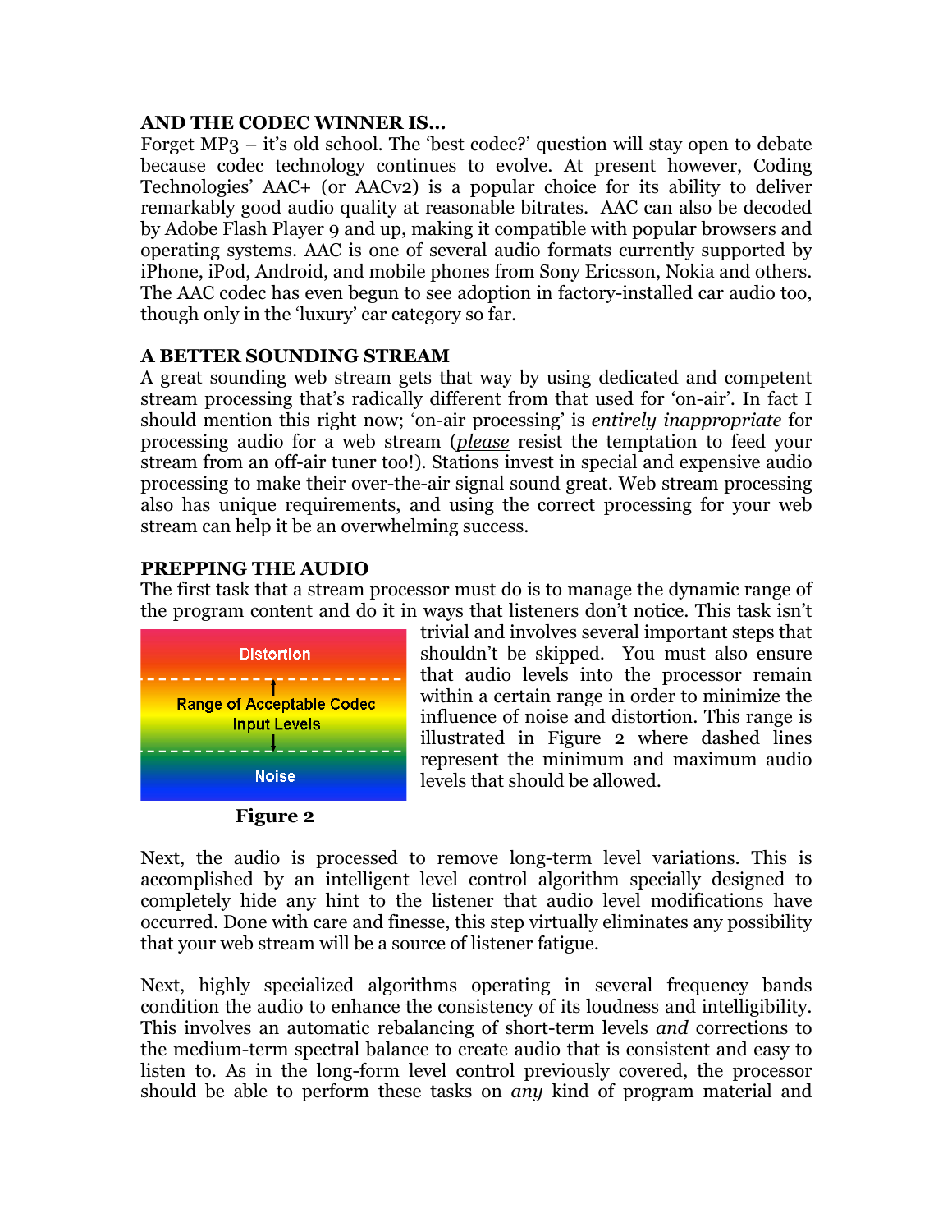**AND THE CODEC WINNER IS…**

Forget MP3 – it's old school. The 'best codec?' question will stay open to debate because codec technology continues to evolve. At present however, Coding Technologies' AAC+ (or AACv2) is a popular choice for its ability to deliver remarkably good audio quality at reasonable bitrates. AAC can also be decoded by Adobe Flash Player 9 and up, making it compatible with popular browsers and operating systems. AAC is one of several audio formats currently supported by iPhone, iPod, Android, and mobile phones from Sony Ericsson, Nokia and others. The AAC codec has even begun to see adoption in factory-installed car audio too, though only in the 'luxury' car category so far.

**A BETTER SOUNDING STREAM**

A great sounding web stream gets that way by using dedicated and competent stream processing that's radically different from that used for 'on-air'. In fact I should mention this right now; 'on-air processing' is *entirely inappropriate* for processing audio for a web stream (*please* resist the temptation to feed your stream from an off-air tuner too!). Stations invest in special and expensive audio processing to make their over-the-air signal sound great. Web stream processing also has unique requirements, and using the correct processing for your web stream can help it be an overwhelming success.

**PREPPING THE AUDIO**

The first task that a stream processor must do is to manage the dynamic range of the program content and do it in ways that listeners don't notice. This task isn't trivial and involves several important steps that shouldn't be skipped. You must also ensure that audio levels into the processor remain within a certain range in order to minimize the influence of noise and distortion. This range is illustrated in Figure 2 where dashed lines represent the minimum and maximum audio levels that should be allowed.

Distortion

Range of Acceptable Codec Input Levels

Noise

**Figure 2**

Next, the audio is processed to remove long-term level variations. This is accomplished by an intelligent level control algorithm specially designed to completely hide any hint to the listener that audio level modifications have occurred. Done with care and finesse, this step virtually eliminates any possibility that your web stream will be a source of listener fatigue.

Next, highly specialized algorithms operating in several frequency bands condition the audio to enhance the consistency of its loudness and intelligibility. This involves an automatic rebalancing of short-term levels *and* corrections to the medium-term spectral balance to create audio that is consistent and easy to listen to. As in the long-form level control previously covered, the processor should be able to perform these tasks on *any* kind of program material and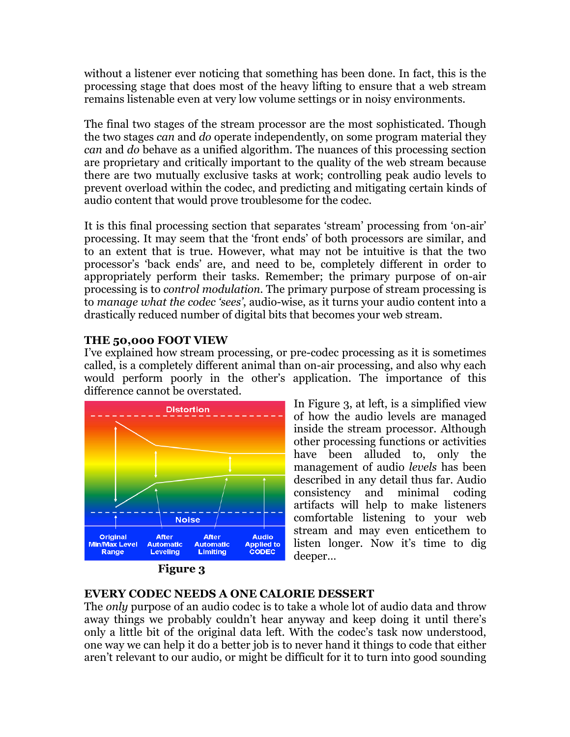without a listener ever noticing that something has been done. In fact, this is the processing stage that does most of the heavy lifting to ensure that a web stream remains listenable even at very low volume settings or in noisy environments.

The final two stages of the stream processor are the most sophisticated. Though the two stages *can* and *do* operate independently, on some program material they *can* and *do* behave as a unified algorithm. The nuances of this processing section are proprietary and critically important to the quality of the web stream because there are two mutually exclusive tasks at work; controlling peak audio levels to prevent overload within the codec, and predicting and mitigating certain kinds of audio content that would prove troublesome for the codec.

It is this final processing section that separates 'stream' processing from 'on-air' processing. It may seem that the 'front ends' of both processors are similar, and to an extent that is true. However, what may not be intuitive is that the two processor's 'back ends' are, and need to be, completely different in order to appropriately perform their tasks. Remember; the primary purpose of on-air processing is to *control modulation*. The primary purpose of stream processing is to *manage what the codec 'sees'*, audio-wise, as it turns your audio content into a drastically reduced number of digital bits that becomes your web stream.

**THE 50,000 FOOT VIEW**

I've explained how stream processing, or pre-codec processing as it is sometimes called, is a completely different animal than on-air processing, and also why each would perform poorly in the other's application. The importance of this difference cannot be overstated.

Distortion

Noise

Original Min/Max Level Range | After Automatic Leveling | After Automatic Limiting | Audio Applied to CODEC

**Figure 3**

In Figure 3, at left, is a simplified view of how the audio levels are managed inside the stream processor. Although other processing functions or activities have been alluded to, only the management of audio *levels* has been described in any detail thus far. Audio consistency and minimal coding artifacts will help to make listeners comfortable listening to your web stream and may even enticethem to listen longer. Now it's time to dig deeper…

**EVERY CODEC NEEDS A ONE CALORIE DESSERT**

The *only* purpose of an audio codec is to take a whole lot of audio data and throw away things we probably couldn't hear anyway and keep doing it until there's only a little bit of the original data left. With the codec's task now understood, one way we can help it do a better job is to never hand it things to code that either aren't relevant to our audio, or might be difficult for it to turn into good sounding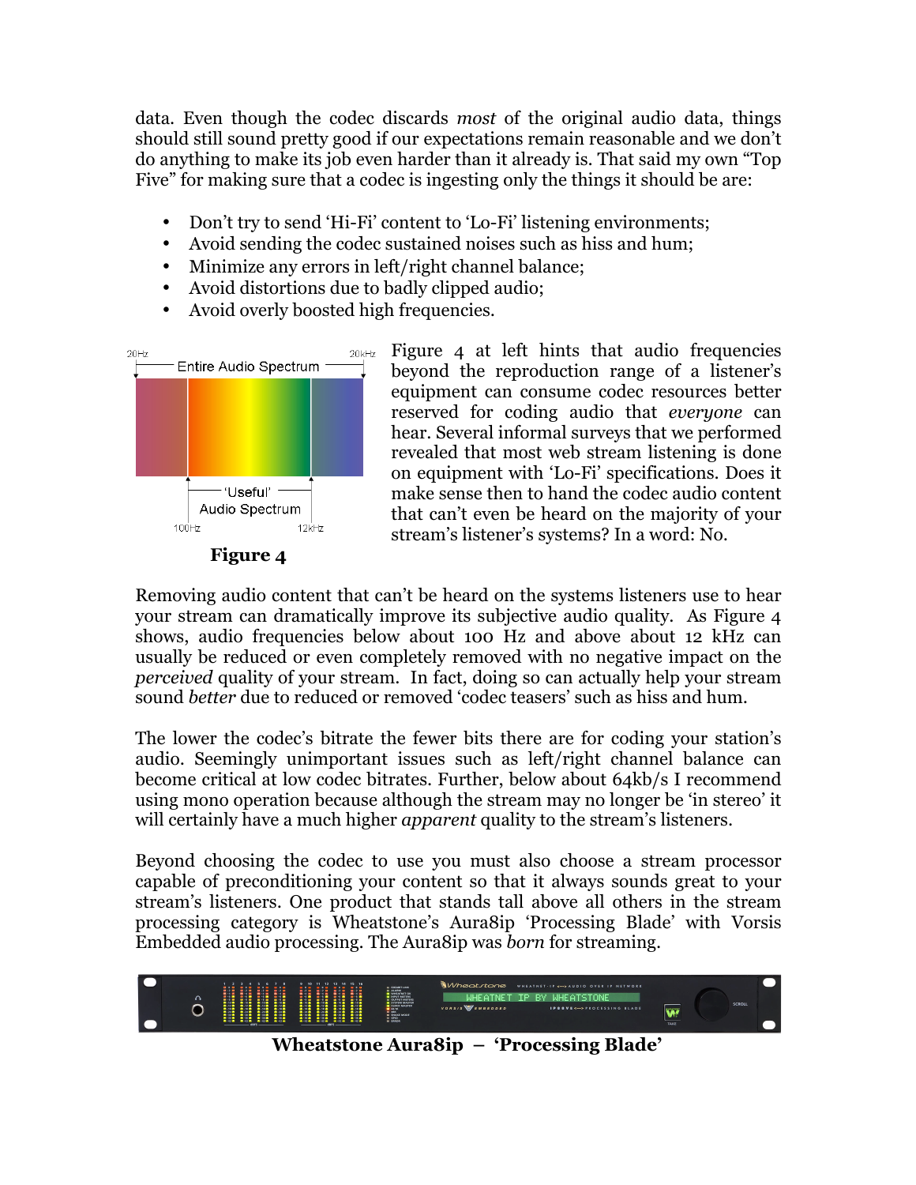data. Even though the codec discards *most* of the original audio data, things should still sound pretty good if our expectations remain reasonable and we don't do anything to make its job even harder than it already is. That said my own "Top Five" for making sure that a codec is ingesting only the things it should be are:

- Don't try to send 'Hi-Fi' content to 'Lo-Fi' listening environments;
- Avoid sending the codec sustained noises such as hiss and hum;
- Minimize any errors in left/right channel balance;
- Avoid distortions due to badly clipped audio;
- Avoid overly boosted high frequencies.

**Figure 4**

Figure 4 at left hints that audio frequencies beyond the reproduction range of a listener's equipment can consume codec resources better reserved for coding audio that *everyone* can hear. Several informal surveys that we performed revealed that most web stream listening is done on equipment with 'Lo-Fi' specifications. Does it make sense then to hand the codec audio content that can't even be heard on the majority of your stream's listener's systems? In a word: No.

Removing audio content that can't be heard on the systems listeners use to hear your stream can dramatically improve its subjective audio quality. As Figure 4 shows, audio frequencies below about 100 Hz and above about 12 kHz can usually be reduced or even completely removed with no negative impact on the *perceived* quality of your stream. In fact, doing so can actually help your stream sound *better* due to reduced or removed 'codec teasers' such as hiss and hum.

The lower the codec's bitrate the fewer bits there are for coding your station's audio. Seemingly unimportant issues such as left/right channel balance can become critical at low codec bitrates. Further, below about 64kb/s I recommend using mono operation because although the stream may no longer be 'in stereo' it will certainly have a much higher *apparent* quality to the stream's listeners.

Beyond choosing the codec to use you must also choose a stream processor capable of preconditioning your content so that it always sounds great to your stream's listeners. One product that stands tall above all others in the stream processing category is Wheatstone's Aura8ip 'Processing Blade' with Vorsis Embedded audio processing. The Aura8ip was *born* for streaming.

**Wheatstone Aura8ip – 'Processing Blade'**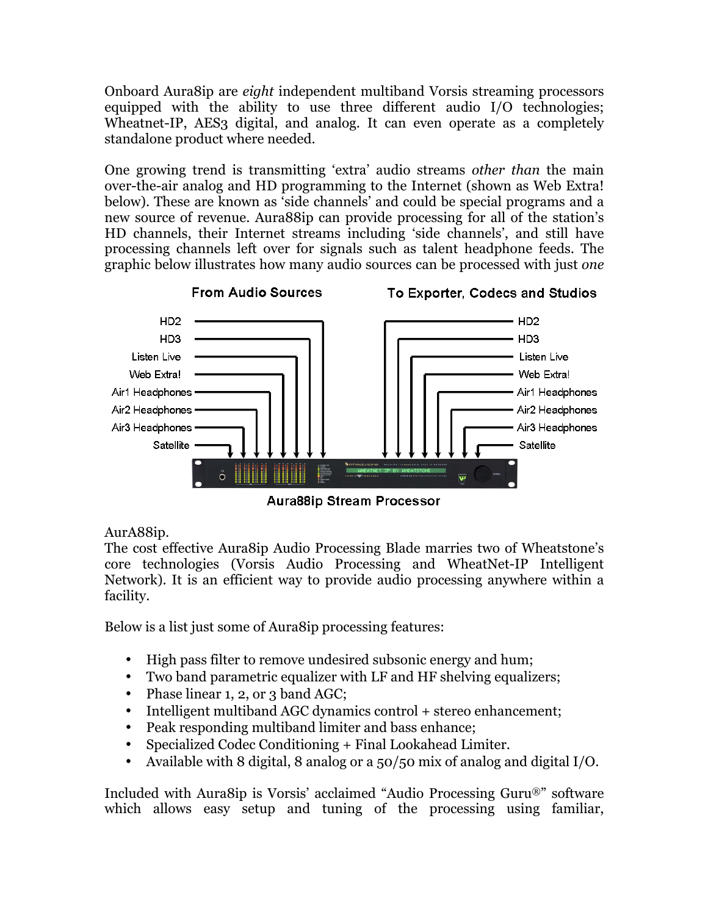Onboard Aura8ip are *eight* independent multiband Vorsis streaming processors equipped with the ability to use three different audio I/O technologies; Wheatnet-IP, AES3 digital, and analog. It can even operate as a completely standalone product where needed.

One growing trend is transmitting 'extra' audio streams *other than* the main over-the-air analog and HD programming to the Internet (shown as Web Extra! below). These are known as 'side channels' and could be special programs and a new source of revenue. Aura88ip can provide processing for all of the station's HD channels, their Internet streams including 'side channels', and still have processing channels left over for signals such as talent headphone feeds. The graphic below illustrates how many audio sources can be processed with just *one*

From Audio Sources | To Exporter, Codecs and Studios

HD2, HD3, Listen Live, Web Extra!, Air1 Headphones, Air2 Headphones, Air3 Headphones, Satellite

Aura88ip Stream Processor

AurA88ip.

The cost effective Aura8ip Audio Processing Blade marries two of Wheatstone's core technologies (Vorsis Audio Processing and WheatNet-IP Intelligent Network). It is an efficient way to provide audio processing anywhere within a facility.

Below is a list just some of Aura8ip processing features:

- High pass filter to remove undesired subsonic energy and hum;
- Two band parametric equalizer with LF and HF shelving equalizers;
- Phase linear 1, 2, or 3 band AGC;
- Intelligent multiband AGC dynamics control + stereo enhancement;
- Peak responding multiband limiter and bass enhance;
- Specialized Codec Conditioning + Final Lookahead Limiter.
- Available with 8 digital, 8 analog or a 50/50 mix of analog and digital I/O.

Included with Aura8ip is Vorsis' acclaimed "Audio Processing Guru®" software which allows easy setup and tuning of the processing using familiar,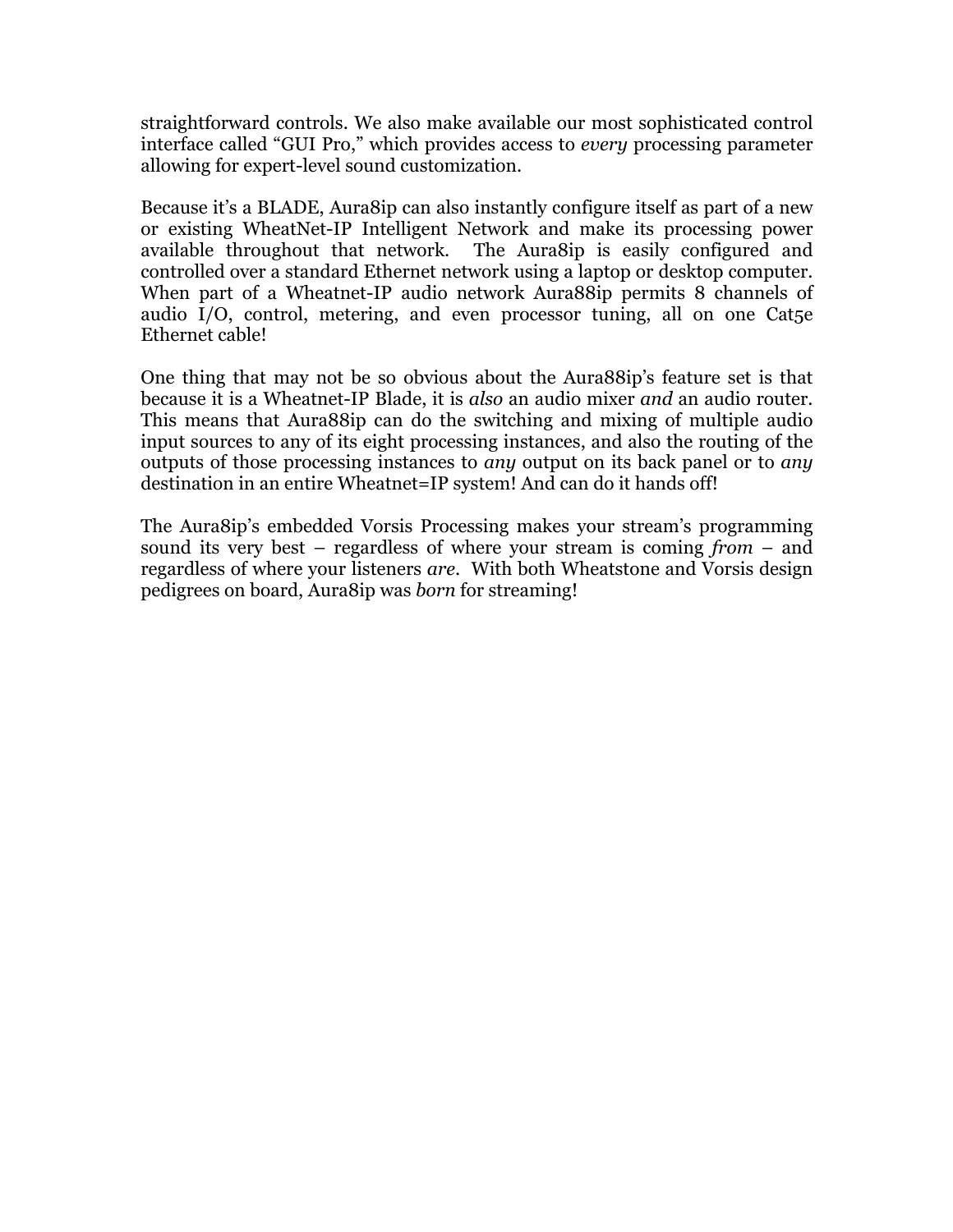straightforward controls. We also make available our most sophisticated control interface called "GUI Pro," which provides access to *every* processing parameter allowing for expert-level sound customization.

Because it's a BLADE, Aura8ip can also instantly configure itself as part of a new or existing WheatNet-IP Intelligent Network and make its processing power available throughout that network. The Aura8ip is easily configured and controlled over a standard Ethernet network using a laptop or desktop computer. When part of a Wheatnet-IP audio network Aura88ip permits 8 channels of audio I/O, control, metering, and even processor tuning, all on one Cat5e Ethernet cable!

One thing that may not be so obvious about the Aura88ip's feature set is that because it is a Wheatnet-IP Blade, it is *also* an audio mixer *and* an audio router. This means that Aura88ip can do the switching and mixing of multiple audio input sources to any of its eight processing instances, and also the routing of the outputs of those processing instances to *any* output on its back panel or to *any* destination in an entire Wheatnet=IP system! And can do it hands off!

The Aura8ip's embedded Vorsis Processing makes your stream's programming sound its very best – regardless of where your stream is coming *from* – and regardless of where your listeners *are*. With both Wheatstone and Vorsis design pedigrees on board, Aura8ip was *born* for streaming!